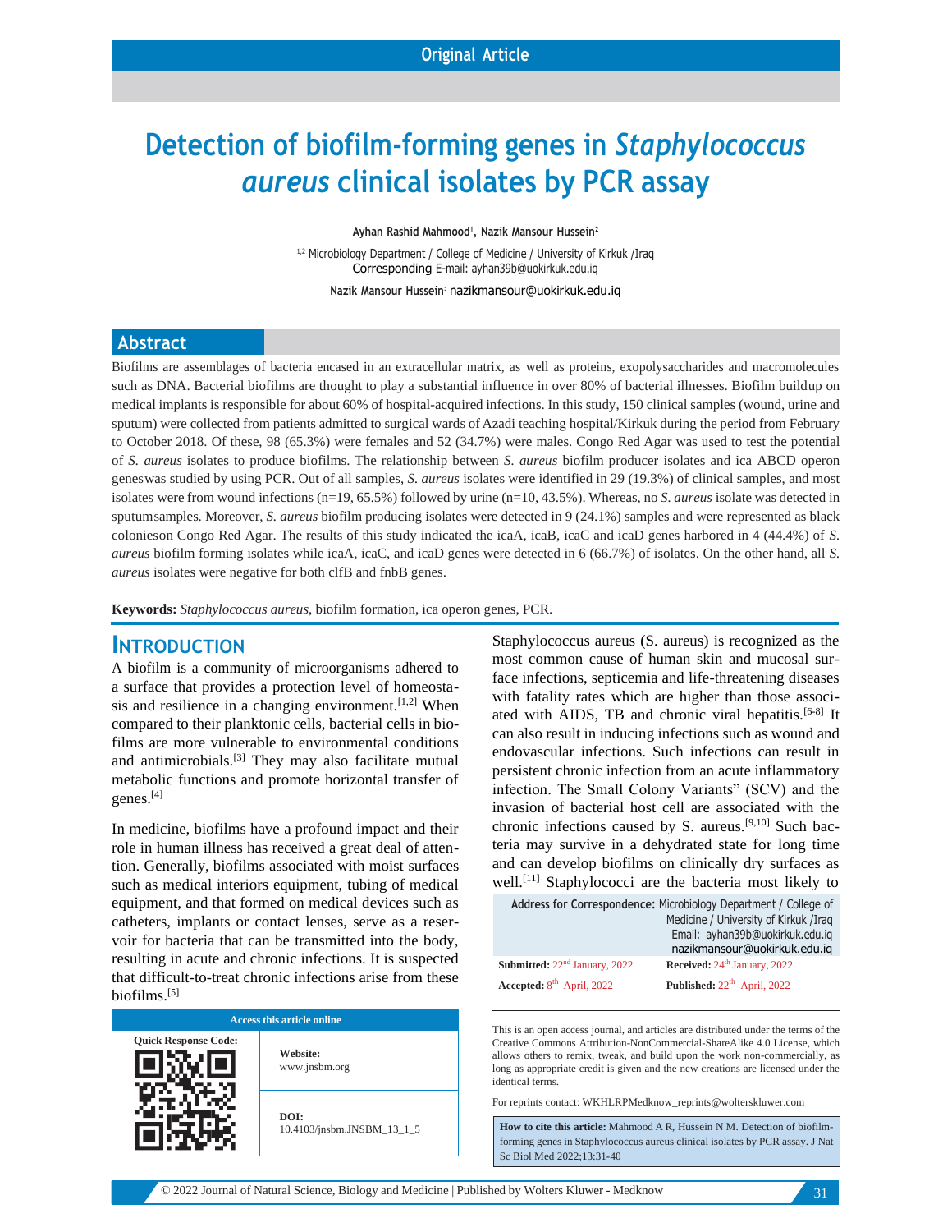Original Article

# Detection of biofilm-forming genes in *Staphylococcus aureus* clinical isolates by PCR assay

**Ayhan Rashid Mahmood[1], Nazik Mansour Hussein[2]**

[1,2] Microbiology Department / College of Medicine / University of Kirkuk /Iraq
Corresponding E-mail: ayhan39b@uokirkuk.edu.iq

**Nazik Mansour Hussein**: nazikmansour@uokirkuk.edu.iq

## Abstract

Biofilms are assemblages of bacteria encased in an extracellular matrix, as well as proteins, exopolysaccharides and macromolecules such as DNA. Bacterial biofilms are thought to play a substantial influence in over 80% of bacterial illnesses. Biofilm buildup on medical implants is responsible for about 60% of hospital-acquired infections. In this study, 150 clinical samples (wound, urine and sputum) were collected from patients admitted to surgical wards of Azadi teaching hospital/Kirkuk during the period from February to October 2018. Of these, 98 (65.3%) were females and 52 (34.7%) were males. Congo Red Agar was used to test the potential of *S. aureus* isolates to produce biofilms. The relationship between *S. aureus* biofilm producer isolates and ica ABCD operon geneswas studied by using PCR. Out of all samples, *S. aureus* isolates were identified in 29 (19.3%) of clinical samples, and most isolates were from wound infections (n=19, 65.5%) followed by urine (n=10, 43.5%). Whereas, no *S. aureus* isolate was detected in sputumsamples. Moreover, *S. aureus* biofilm producing isolates were detected in 9 (24.1%) samples and were represented as black colonieson Congo Red Agar. The results of this study indicated the icaA, icaB, icaC and icaD genes harbored in 4 (44.4%) of *S. aureus* biofilm forming isolates while icaA, icaC, and icaD genes were detected in 6 (66.7%) of isolates. On the other hand, all *S. aureus* isolates were negative for both clfB and fnbB genes.

**Keywords:** *Staphylococcus aureus*, biofilm formation, ica operon genes, PCR.

## Introduction

A biofilm is a community of microorganisms adhered to a surface that provides a protection level of homeostasis and resilience in a changing environment.[1,2] When compared to their planktonic cells, bacterial cells in biofilms are more vulnerable to environmental conditions and antimicrobials.[3] They may also facilitate mutual metabolic functions and promote horizontal transfer of genes.[4]

In medicine, biofilms have a profound impact and their role in human illness has received a great deal of attention. Generally, biofilms associated with moist surfaces such as medical interiors equipment, tubing of medical equipment, and that formed on medical devices such as catheters, implants or contact lenses, serve as a reservoir for bacteria that can be transmitted into the body, resulting in acute and chronic infections. It is suspected that difficult-to-treat chronic infections arise from these biofilms.[5]

Staphylococcus aureus (S. aureus) is recognized as the most common cause of human skin and mucosal surface infections, septicemia and life-threatening diseases with fatality rates which are higher than those associated with AIDS, TB and chronic viral hepatitis.[6-8] It can also result in inducing infections such as wound and endovascular infections. Such infections can result in persistent chronic infection from an acute inflammatory infection. The Small Colony Variants" (SCV) and the invasion of bacterial host cell are associated with the chronic infections caused by S. aureus.[9,10] Such bacteria may survive in a dehydrated state for long time and can develop biofilms on clinically dry surfaces as well.[11] Staphylococci are the bacteria most likely to

**Address for Correspondence:** Microbiology Department / College of Medicine / University of Kirkuk /Iraq
Email: ayhan39b@uokirkuk.edu.iq
nazikmansour@uokirkuk.edu.iq

**Submitted:** 22nd January, 2022 **Received:** 24th January, 2022
**Accepted:** 8th April, 2022 **Published:** 22th April, 2022

| Access this article online | |
|---|---|
| Quick Response Code: | **Website:** www.jnsbm.org |
| | **DOI:** 10.4103/jnsbm.JNSBM_13_1_5 |

This is an open access journal, and articles are distributed under the terms of the Creative Commons Attribution-NonCommercial-ShareAlike 4.0 License, which allows others to remix, tweak, and build upon the work non-commercially, as long as appropriate credit is given and the new creations are licensed under the identical terms.

For reprints contact: WKHLRPMedknow_reprints@wolterskluwer.com

**How to cite this article:** Mahmood A R, Hussein N M. Detection of biofilm-forming genes in Staphylococcus aureus clinical isolates by PCR assay. J Nat Sc Biol Med 2022;13:31-40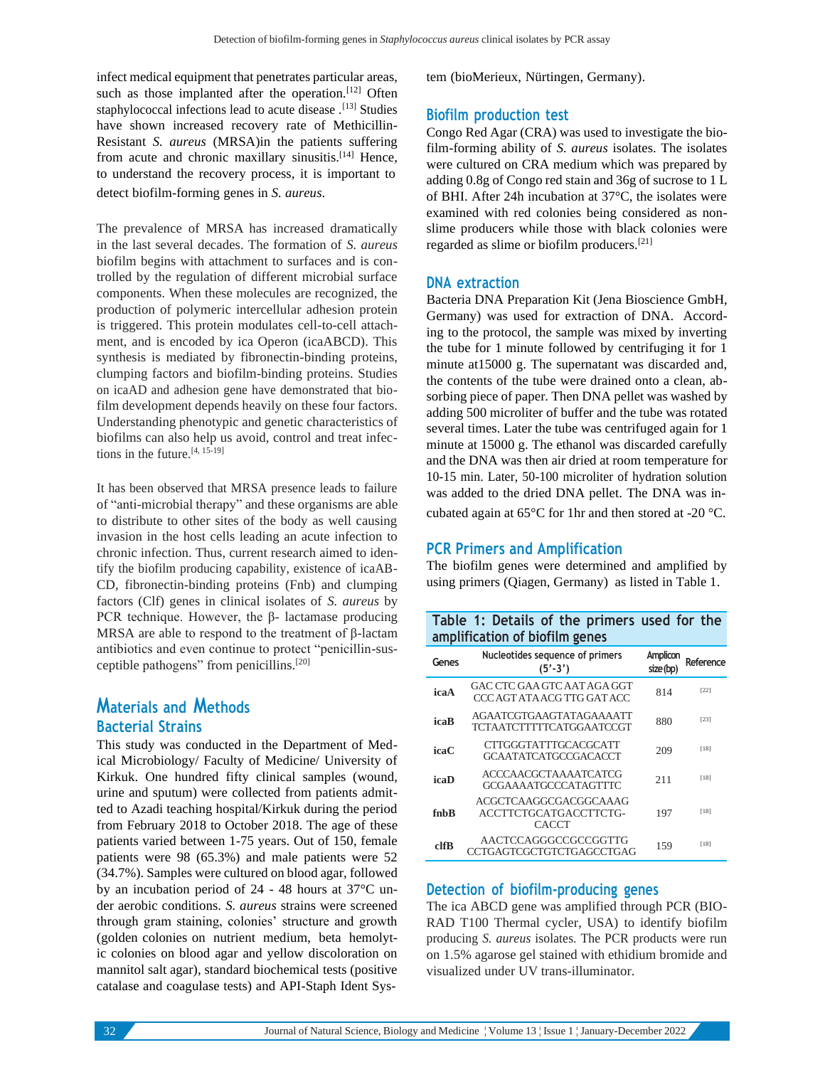infect medical equipment that penetrates particular areas, such as those implanted after the operation.[12] Often staphylococcal infections lead to acute disease .[13] Studies have shown increased recovery rate of Methicillin-Resistant *S. aureus* (MRSA)in the patients suffering from acute and chronic maxillary sinusitis.[14] Hence, to understand the recovery process, it is important to detect biofilm-forming genes in *S. aureus*.

The prevalence of MRSA has increased dramatically in the last several decades. The formation of *S. aureus* biofilm begins with attachment to surfaces and is controlled by the regulation of different microbial surface components. When these molecules are recognized, the production of polymeric intercellular adhesion protein is triggered. This protein modulates cell-to-cell attachment, and is encoded by ica Operon (icaABCD). This synthesis is mediated by fibronectin-binding proteins, clumping factors and biofilm-binding proteins. Studies on icaAD and adhesion gene have demonstrated that biofilm development depends heavily on these four factors. Understanding phenotypic and genetic characteristics of biofilms can also help us avoid, control and treat infections in the future.[4, 15-19]

It has been observed that MRSA presence leads to failure of "anti-microbial therapy" and these organisms are able to distribute to other sites of the body as well causing invasion in the host cells leading an acute infection to chronic infection. Thus, current research aimed to identify the biofilm producing capability, existence of icaABCD, fibronectin-binding proteins (Fnb) and clumping factors (Clf) genes in clinical isolates of *S. aureus* by PCR technique. However, the β- lactamase producing MRSA are able to respond to the treatment of β-lactam antibiotics and even continue to protect "penicillin-susceptible pathogens" from penicillins.[20]

# Materials and Methods

## Bacterial Strains

This study was conducted in the Department of Medical Microbiology/ Faculty of Medicine/ University of Kirkuk. One hundred fifty clinical samples (wound, urine and sputum) were collected from patients admitted to Azadi teaching hospital/Kirkuk during the period from February 2018 to October 2018. The age of these patients varied between 1-75 years. Out of 150, female patients were 98 (65.3%) and male patients were 52 (34.7%). Samples were cultured on blood agar, followed by an incubation period of 24 - 48 hours at 37°C under aerobic conditions. *S. aureus* strains were screened through gram staining, colonies' structure and growth (golden colonies on nutrient medium, beta hemolytic colonies on blood agar and yellow discoloration on mannitol salt agar), standard biochemical tests (positive catalase and coagulase tests) and API-Staph Ident System (bioMerieux, Nürtingen, Germany).

## Biofilm production test

Congo Red Agar (CRA) was used to investigate the biofilm-forming ability of *S. aureus* isolates. The isolates were cultured on CRA medium which was prepared by adding 0.8g of Congo red stain and 36g of sucrose to 1 L of BHI. After 24h incubation at 37°C, the isolates were examined with red colonies being considered as non-slime producers while those with black colonies were regarded as slime or biofilm producers.[21]

## DNA extraction

Bacteria DNA Preparation Kit (Jena Bioscience GmbH, Germany) was used for extraction of DNA. According to the protocol, the sample was mixed by inverting the tube for 1 minute followed by centrifuging it for 1 minute at15000 g. The supernatant was discarded and, the contents of the tube were drained onto a clean, absorbing piece of paper. Then DNA pellet was washed by adding 500 microliter of buffer and the tube was rotated several times. Later the tube was centrifuged again for 1 minute at 15000 g. The ethanol was discarded carefully and the DNA was then air dried at room temperature for 10-15 min. Later, 50-100 microliter of hydration solution was added to the dried DNA pellet. The DNA was incubated again at 65°C for 1hr and then stored at -20 °C.

## PCR Primers and Amplification

The biofilm genes were determined and amplified by using primers (Qiagen, Germany) as listed in Table 1.

**Table 1: Details of the primers used for the amplification of biofilm genes**

| Genes | Nucleotides sequence of primers (5'-3') | Amplicon size (bp) | Reference |
|---|---|---|---|
| **icaA** | GAC CTC GAA GTC AAT AGA GGT<br>CCC AGT ATA ACG TTG GAT ACC | 814 | [22] |
| **icaB** | AGAATCGTGAAGTATAGAAAATT<br>TCTAATCTTTTTCATGGAATCCGT | 880 | [23] |
| **icaC** | CTTGGGTATTTGCACGCATT<br>GCAATATCATGCCGACACCT | 209 | [18] |
| **icaD** | ACCCAACGCTAAAATCATCG<br>GCGAAAATGCCCATAGTTTC | 211 | [18] |
| **fnbB** | ACGCTCAAGGCGACGGCAAAG<br>ACCTTCTGCATGACCTTCTG-CACCT | 197 | [18] |
| **clfB** | AACTCCAGGGCCGCCGGTTG<br>CCTGAGTCGCTGTCTGAGCCTGAG | 159 | [18] |

## Detection of biofilm-producing genes

The ica ABCD gene was amplified through PCR (BIO-RAD T100 Thermal cycler, USA) to identify biofilm producing *S. aureus* isolates. The PCR products were run on 1.5% agarose gel stained with ethidium bromide and visualized under UV trans-illuminator.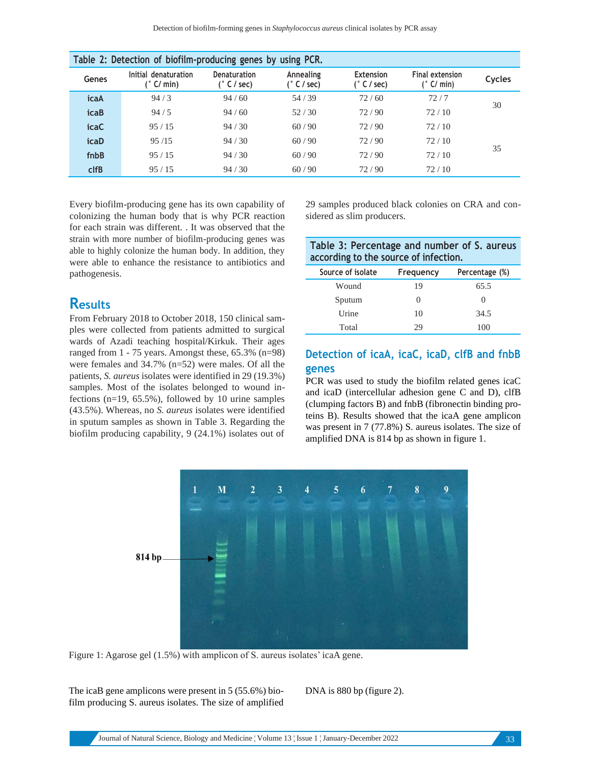Table 2: Detection of biofilm-producing genes by using PCR.

| Genes | Initial denaturation (° C/ min) | Denaturation (° C / sec) | Annealing (° C / sec) | Extension (° C / sec) | Final extension (° C/ min) | Cycles |
|---|---|---|---|---|---|---|
| icaA | 94 / 3 | 94 / 60 | 54 / 39 | 72 / 60 | 72 / 7 | 30 |
| icaB | 94 / 5 | 94 / 60 | 52 / 30 | 72 / 90 | 72 / 10 | |
| icaC | 95 / 15 | 94 / 30 | 60 / 90 | 72 / 90 | 72 / 10 | 35 |
| icaD | 95 /15 | 94 / 30 | 60 / 90 | 72 / 90 | 72 / 10 | |
| fnbB | 95 / 15 | 94 / 30 | 60 / 90 | 72 / 90 | 72 / 10 | |
| clfB | 95 / 15 | 94 / 30 | 60 / 90 | 72 / 90 | 72 / 10 | |

Every biofilm-producing gene has its own capability of colonizing the human body that is why PCR reaction for each strain was different. . It was observed that the strain with more number of biofilm-producing genes was able to highly colonize the human body. In addition, they were able to enhance the resistance to antibiotics and pathogenesis.

## Results

From February 2018 to October 2018, 150 clinical samples were collected from patients admitted to surgical wards of Azadi teaching hospital/Kirkuk. Their ages ranged from 1 - 75 years. Amongst these, 65.3% (n=98) were females and 34.7% (n=52) were males. Of all the patients, *S. aureus* isolates were identified in 29 (19.3%) samples. Most of the isolates belonged to wound infections (n=19, 65.5%), followed by 10 urine samples (43.5%). Whereas, no *S. aureus* isolates were identified in sputum samples as shown in Table 3. Regarding the biofilm producing capability, 9 (24.1%) isolates out of 29 samples produced black colonies on CRA and considered as slim producers.

Table 3: Percentage and number of S. aureus according to the source of infection.

| Source of isolate | Frequency | Percentage (%) |
|---|---|---|
| Wound | 19 | 65.5 |
| Sputum | 0 | 0 |
| Urine | 10 | 34.5 |
| Total | 29 | 100 |

### Detection of icaA, icaC, icaD, clfB and fnbB genes

PCR was used to study the biofilm related genes icaC and icaD (intercellular adhesion gene C and D), clfB (clumping factors B) and fnbB (fibronectin binding proteins B). Results showed that the icaA gene amplicon was present in 7 (77.8%) S. aureus isolates. The size of amplified DNA is 814 bp as shown in figure 1.

Figure 1: Agarose gel (1.5%) with amplicon of S. aureus isolates' icaA gene.

The icaB gene amplicons were present in 5 (55.6%) biofilm producing S. aureus isolates. The size of amplified DNA is 880 bp (figure 2).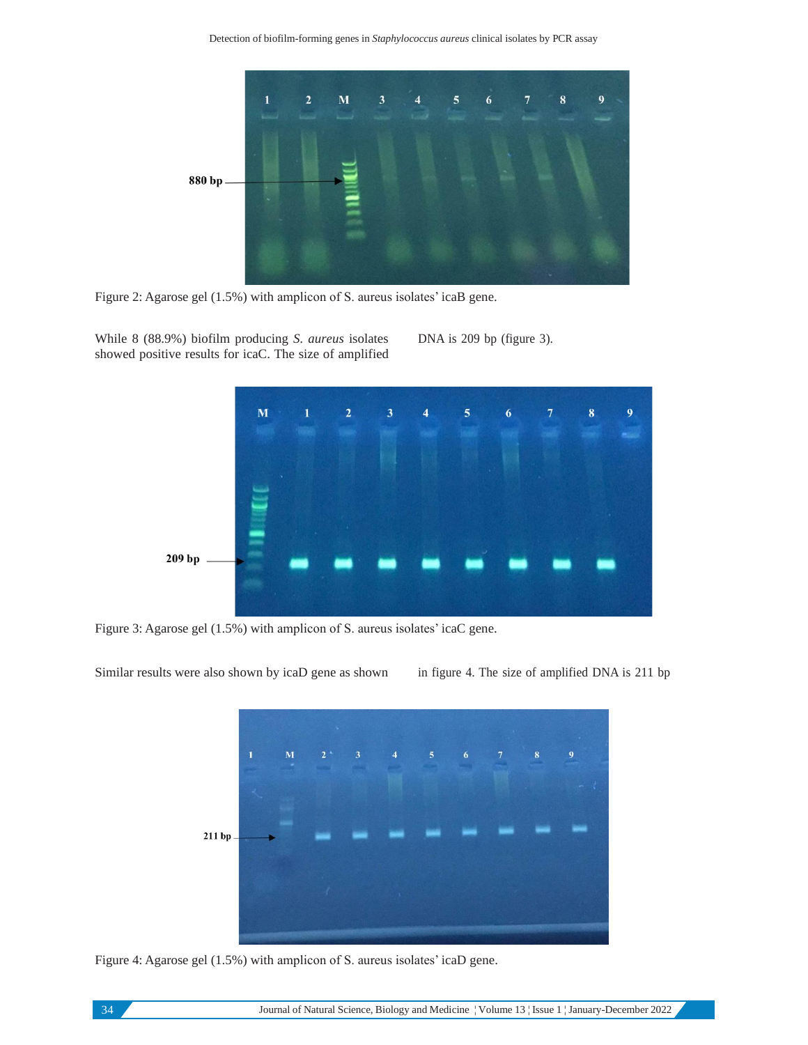Figure 2: Agarose gel (1.5%) with amplicon of S. aureus isolates' icaB gene.

While 8 (88.9%) biofilm producing *S. aureus* isolates showed positive results for icaC. The size of amplified DNA is 209 bp (figure 3).

Figure 3: Agarose gel (1.5%) with amplicon of S. aureus isolates' icaC gene.

Similar results were also shown by icaD gene as shown in figure 4. The size of amplified DNA is 211 bp

Figure 4: Agarose gel (1.5%) with amplicon of S. aureus isolates' icaD gene.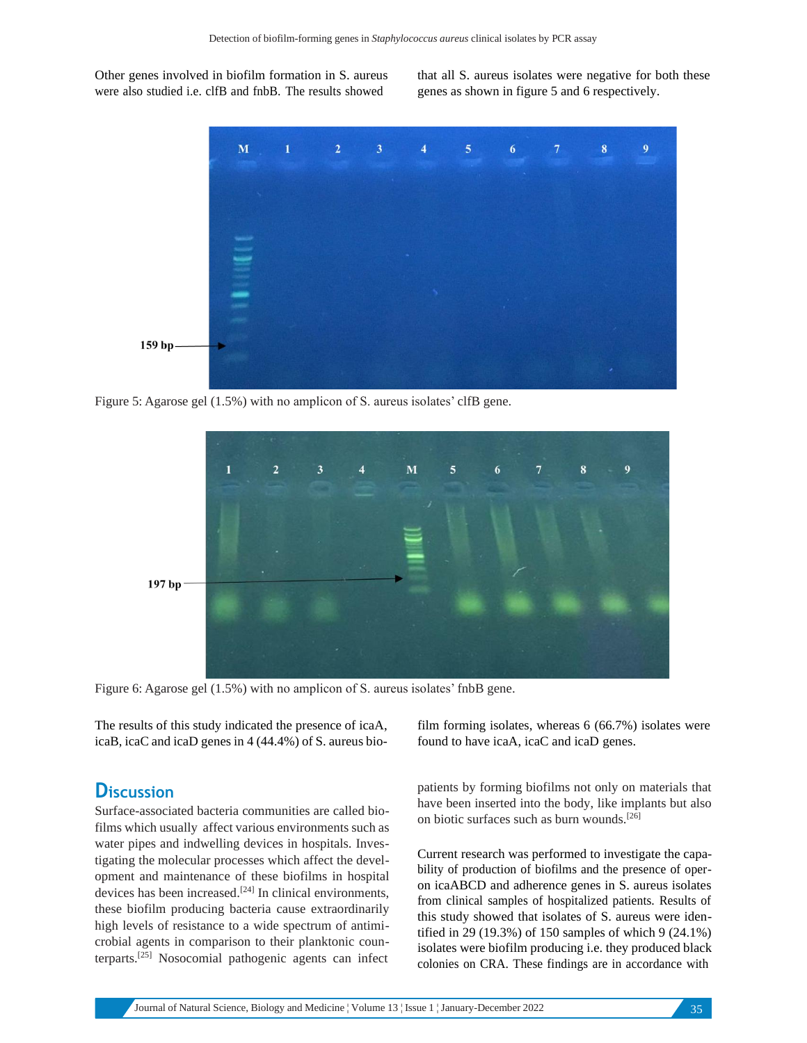Other genes involved in biofilm formation in S. aureus were also studied i.e. clfB and fnbB. The results showed that all S. aureus isolates were negative for both these genes as shown in figure 5 and 6 respectively.

Figure 5: Agarose gel (1.5%) with no amplicon of S. aureus isolates' clfB gene.

Figure 6: Agarose gel (1.5%) with no amplicon of S. aureus isolates' fnbB gene.

The results of this study indicated the presence of icaA, icaB, icaC and icaD genes in 4 (44.4%) of S. aureus biofilm forming isolates, whereas 6 (66.7%) isolates were found to have icaA, icaC and icaD genes.

## Discussion

Surface-associated bacteria communities are called biofilms which usually affect various environments such as water pipes and indwelling devices in hospitals. Investigating the molecular processes which affect the development and maintenance of these biofilms in hospital devices has been increased.[24] In clinical environments, these biofilm producing bacteria cause extraordinarily high levels of resistance to a wide spectrum of antimicrobial agents in comparison to their planktonic counterparts.[25] Nosocomial pathogenic agents can infect patients by forming biofilms not only on materials that have been inserted into the body, like implants but also on biotic surfaces such as burn wounds.[26]

Current research was performed to investigate the capability of production of biofilms and the presence of operon icaABCD and adherence genes in S. aureus isolates from clinical samples of hospitalized patients. Results of this study showed that isolates of S. aureus were identified in 29 (19.3%) of 150 samples of which 9 (24.1%) isolates were biofilm producing i.e. they produced black colonies on CRA. These findings are in accordance with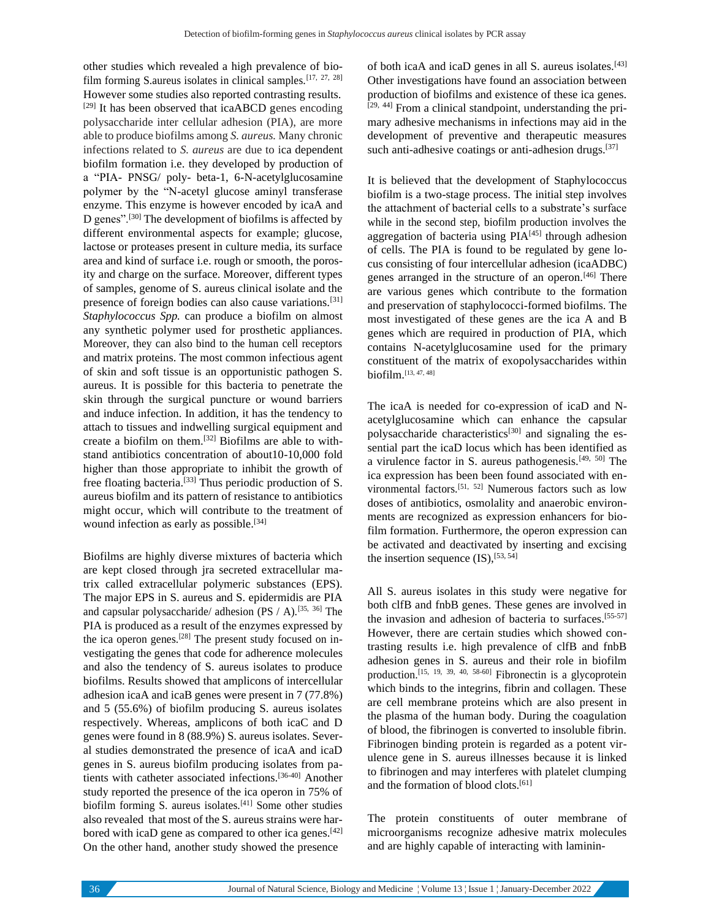other studies which revealed a high prevalence of biofilm forming S.aureus isolates in clinical samples.[17, 27, 28] However some studies also reported contrasting results.[29] It has been observed that icaABCD genes encoding polysaccharide inter cellular adhesion (PIA), are more able to produce biofilms among *S. aureus.* Many chronic infections related to *S. aureus* are due to ica dependent biofilm formation i.e. they developed by production of a "PIA- PNSG/ poly- beta-1, 6-N-acetylglucosamine polymer by the "N-acetyl glucose aminyl transferase enzyme. This enzyme is however encoded by icaA and D genes".[30] The development of biofilms is affected by different environmental aspects for example; glucose, lactose or proteases present in culture media, its surface area and kind of surface i.e. rough or smooth, the porosity and charge on the surface. Moreover, different types of samples, genome of S. aureus clinical isolate and the presence of foreign bodies can also cause variations.[31] *Staphylococcus Spp.* can produce a biofilm on almost any synthetic polymer used for prosthetic appliances. Moreover, they can also bind to the human cell receptors and matrix proteins. The most common infectious agent of skin and soft tissue is an opportunistic pathogen S. aureus. It is possible for this bacteria to penetrate the skin through the surgical puncture or wound barriers and induce infection. In addition, it has the tendency to attach to tissues and indwelling surgical equipment and create a biofilm on them.[32] Biofilms are able to withstand antibiotics concentration of about10-10,000 fold higher than those appropriate to inhibit the growth of free floating bacteria.[33] Thus periodic production of S. aureus biofilm and its pattern of resistance to antibiotics might occur, which will contribute to the treatment of wound infection as early as possible.[34]

Biofilms are highly diverse mixtures of bacteria which are kept closed through jra secreted extracellular matrix called extracellular polymeric substances (EPS). The major EPS in S. aureus and S. epidermidis are PIA and capsular polysaccharide/ adhesion (PS / A).[35, 36] The PIA is produced as a result of the enzymes expressed by the ica operon genes.[28] The present study focused on investigating the genes that code for adherence molecules and also the tendency of S. aureus isolates to produce biofilms. Results showed that amplicons of intercellular adhesion icaA and icaB genes were present in 7 (77.8%) and 5 (55.6%) of biofilm producing S. aureus isolates respectively. Whereas, amplicons of both icaC and D genes were found in 8 (88.9%) S. aureus isolates. Several studies demonstrated the presence of icaA and icaD genes in S. aureus biofilm producing isolates from patients with catheter associated infections.[36-40] Another study reported the presence of the ica operon in 75% of biofilm forming S. aureus isolates.[41] Some other studies also revealed that most of the S. aureus strains were harbored with icaD gene as compared to other ica genes.[42] On the other hand, another study showed the presence of both icaA and icaD genes in all S. aureus isolates.[43] Other investigations have found an association between production of biofilms and existence of these ica genes.[29, 44] From a clinical standpoint, understanding the primary adhesive mechanisms in infections may aid in the development of preventive and therapeutic measures such anti-adhesive coatings or anti-adhesion drugs.[37]

It is believed that the development of Staphylococcus biofilm is a two-stage process. The initial step involves the attachment of bacterial cells to a substrate's surface while in the second step, biofilm production involves the aggregation of bacteria using PIA[45] through adhesion of cells. The PIA is found to be regulated by gene locus consisting of four intercellular adhesion (icaADBC) genes arranged in the structure of an operon.[46] There are various genes which contribute to the formation and preservation of staphylococci-formed biofilms. The most investigated of these genes are the ica A and B genes which are required in production of PIA, which contains N-acetylglucosamine used for the primary constituent of the matrix of exopolysaccharides within biofilm.[13, 47, 48]

The icaA is needed for co-expression of icaD and N-acetylglucosamine which can enhance the capsular polysaccharide characteristics[30] and signaling the essential part the icaD locus which has been identified as a virulence factor in S. aureus pathogenesis.[49, 50] The ica expression has been been found associated with environmental factors.[51, 52] Numerous factors such as low doses of antibiotics, osmolality and anaerobic environments are recognized as expression enhancers for biofilm formation. Furthermore, the operon expression can be activated and deactivated by inserting and excising the insertion sequence (IS),[53, 54]

All S. aureus isolates in this study were negative for both clfB and fnbB genes. These genes are involved in the invasion and adhesion of bacteria to surfaces.[55-57] However, there are certain studies which showed contrasting results i.e. high prevalence of clfB and fnbB adhesion genes in S. aureus and their role in biofilm production.[15, 19, 39, 40, 58-60] Fibronectin is a glycoprotein which binds to the integrins, fibrin and collagen. These are cell membrane proteins which are also present in the plasma of the human body. During the coagulation of blood, the fibrinogen is converted to insoluble fibrin. Fibrinogen binding protein is regarded as a potent virulence gene in S. aureus illnesses because it is linked to fibrinogen and may interferes with platelet clumping and the formation of blood clots.[61]

The protein constituents of outer membrane of microorganisms recognize adhesive matrix molecules and are highly capable of interacting with laminin-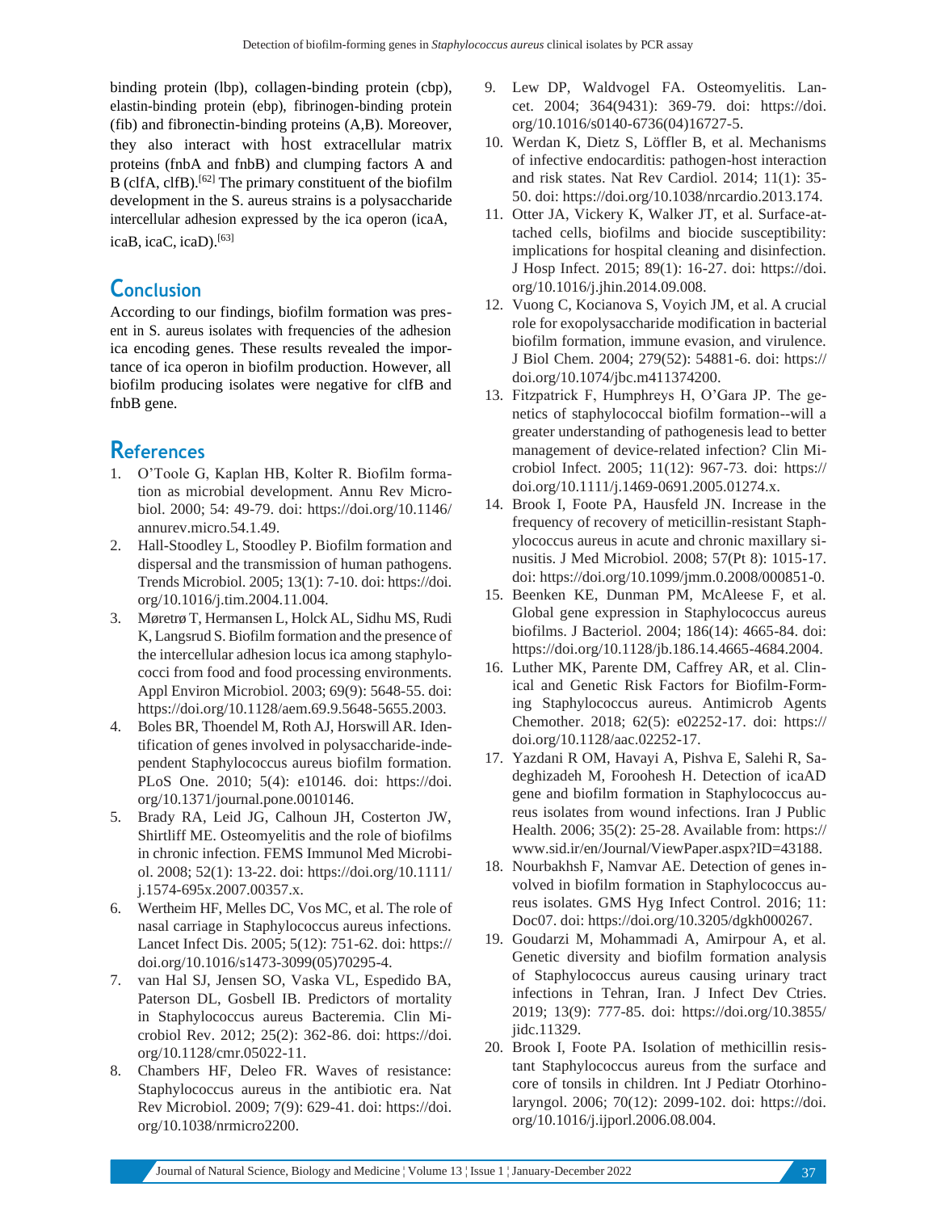binding protein (lbp), collagen-binding protein (cbp), elastin-binding protein (ebp), fibrinogen-binding protein (fib) and fibronectin-binding proteins (A,B). Moreover, they also interact with host extracellular matrix proteins (fnbA and fnbB) and clumping factors A and B (clfA, clfB).[62] The primary constituent of the biofilm development in the S. aureus strains is a polysaccharide intercellular adhesion expressed by the ica operon (icaA, icaB, icaC, icaD).[63]

## Conclusion

According to our findings, biofilm formation was present in S. aureus isolates with frequencies of the adhesion ica encoding genes. These results revealed the importance of ica operon in biofilm production. However, all biofilm producing isolates were negative for clfB and fnbB gene.

## References

1. O'Toole G, Kaplan HB, Kolter R. Biofilm formation as microbial development. Annu Rev Microbiol. 2000; 54: 49-79. doi: https://doi.org/10.1146/annurev.micro.54.1.49.
2. Hall-Stoodley L, Stoodley P. Biofilm formation and dispersal and the transmission of human pathogens. Trends Microbiol. 2005; 13(1): 7-10. doi: https://doi.org/10.1016/j.tim.2004.11.004.
3. Møretrø T, Hermansen L, Holck AL, Sidhu MS, Rudi K, Langsrud S. Biofilm formation and the presence of the intercellular adhesion locus ica among staphylococci from food and food processing environments. Appl Environ Microbiol. 2003; 69(9): 5648-55. doi: https://doi.org/10.1128/aem.69.9.5648-5655.2003.
4. Boles BR, Thoendel M, Roth AJ, Horswill AR. Identification of genes involved in polysaccharide-independent Staphylococcus aureus biofilm formation. PLoS One. 2010; 5(4): e10146. doi: https://doi.org/10.1371/journal.pone.0010146.
5. Brady RA, Leid JG, Calhoun JH, Costerton JW, Shirtliff ME. Osteomyelitis and the role of biofilms in chronic infection. FEMS Immunol Med Microbiol. 2008; 52(1): 13-22. doi: https://doi.org/10.1111/j.1574-695x.2007.00357.x.
6. Wertheim HF, Melles DC, Vos MC, et al. The role of nasal carriage in Staphylococcus aureus infections. Lancet Infect Dis. 2005; 5(12): 751-62. doi: https://doi.org/10.1016/s1473-3099(05)70295-4.
7. van Hal SJ, Jensen SO, Vaska VL, Espedido BA, Paterson DL, Gosbell IB. Predictors of mortality in Staphylococcus aureus Bacteremia. Clin Microbiol Rev. 2012; 25(2): 362-86. doi: https://doi.org/10.1128/cmr.05022-11.
8. Chambers HF, Deleo FR. Waves of resistance: Staphylococcus aureus in the antibiotic era. Nat Rev Microbiol. 2009; 7(9): 629-41. doi: https://doi.org/10.1038/nrmicro2200.
9. Lew DP, Waldvogel FA. Osteomyelitis. Lancet. 2004; 364(9431): 369-79. doi: https://doi.org/10.1016/s0140-6736(04)16727-5.
10. Werdan K, Dietz S, Löffler B, et al. Mechanisms of infective endocarditis: pathogen-host interaction and risk states. Nat Rev Cardiol. 2014; 11(1): 35-50. doi: https://doi.org/10.1038/nrcardio.2013.174.
11. Otter JA, Vickery K, Walker JT, et al. Surface-attached cells, biofilms and biocide susceptibility: implications for hospital cleaning and disinfection. J Hosp Infect. 2015; 89(1): 16-27. doi: https://doi.org/10.1016/j.jhin.2014.09.008.
12. Vuong C, Kocianova S, Voyich JM, et al. A crucial role for exopolysaccharide modification in bacterial biofilm formation, immune evasion, and virulence. J Biol Chem. 2004; 279(52): 54881-6. doi: https://doi.org/10.1074/jbc.m411374200.
13. Fitzpatrick F, Humphreys H, O'Gara JP. The genetics of staphylococcal biofilm formation--will a greater understanding of pathogenesis lead to better management of device-related infection? Clin Microbiol Infect. 2005; 11(12): 967-73. doi: https://doi.org/10.1111/j.1469-0691.2005.01274.x.
14. Brook I, Foote PA, Hausfeld JN. Increase in the frequency of recovery of meticillin-resistant Staphylococcus aureus in acute and chronic maxillary sinusitis. J Med Microbiol. 2008; 57(Pt 8): 1015-17. doi: https://doi.org/10.1099/jmm.0.2008/000851-0.
15. Beenken KE, Dunman PM, McAleese F, et al. Global gene expression in Staphylococcus aureus biofilms. J Bacteriol. 2004; 186(14): 4665-84. doi: https://doi.org/10.1128/jb.186.14.4665-4684.2004.
16. Luther MK, Parente DM, Caffrey AR, et al. Clinical and Genetic Risk Factors for Biofilm-Forming Staphylococcus aureus. Antimicrob Agents Chemother. 2018; 62(5): e02252-17. doi: https://doi.org/10.1128/aac.02252-17.
17. Yazdani R OM, Havayi A, Pishva E, Salehi R, Sadeghizadeh M, Foroohesh H. Detection of icaAD gene and biofilm formation in Staphylococcus aureus isolates from wound infections. Iran J Public Health. 2006; 35(2): 25-28. Available from: https://www.sid.ir/en/Journal/ViewPaper.aspx?ID=43188.
18. Nourbakhsh F, Namvar AE. Detection of genes involved in biofilm formation in Staphylococcus aureus isolates. GMS Hyg Infect Control. 2016; 11: Doc07. doi: https://doi.org/10.3205/dgkh000267.
19. Goudarzi M, Mohammadi A, Amirpour A, et al. Genetic diversity and biofilm formation analysis of Staphylococcus aureus causing urinary tract infections in Tehran, Iran. J Infect Dev Ctries. 2019; 13(9): 777-85. doi: https://doi.org/10.3855/jidc.11329.
20. Brook I, Foote PA. Isolation of methicillin resistant Staphylococcus aureus from the surface and core of tonsils in children. Int J Pediatr Otorhinolaryngol. 2006; 70(12): 2099-102. doi: https://doi.org/10.1016/j.ijporl.2006.08.004.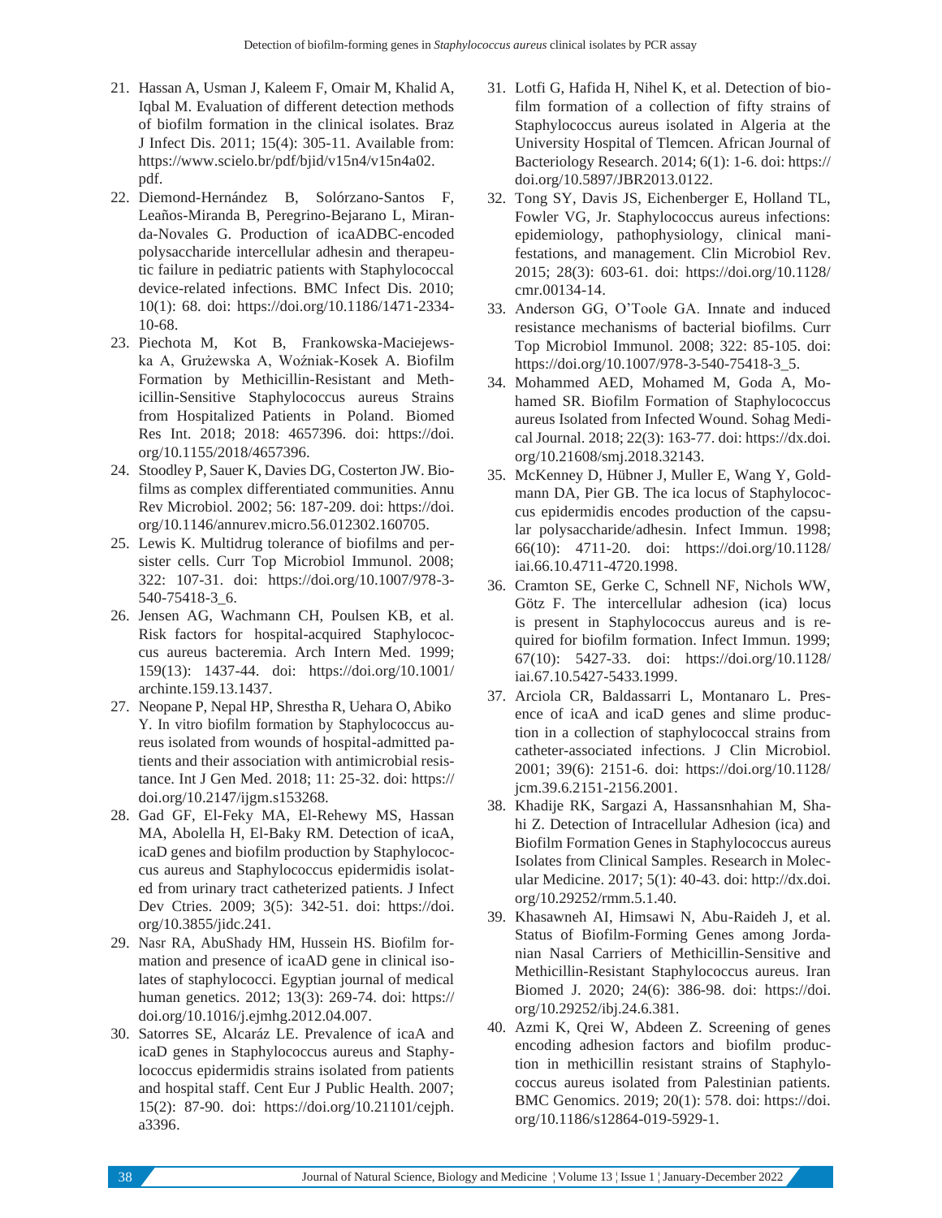21. Hassan A, Usman J, Kaleem F, Omair M, Khalid A, Iqbal M. Evaluation of different detection methods of biofilm formation in the clinical isolates. Braz J Infect Dis. 2011; 15(4): 305-11. Available from: https://www.scielo.br/pdf/bjid/v15n4/v15n4a02.pdf.
22. Diemond-Hernández B, Solórzano-Santos F, Leaños-Miranda B, Peregrino-Bejarano L, Miranda-Novales G. Production of icaADBC-encoded polysaccharide intercellular adhesin and therapeutic failure in pediatric patients with Staphylococcal device-related infections. BMC Infect Dis. 2010; 10(1): 68. doi: https://doi.org/10.1186/1471-2334-10-68.
23. Piechota M, Kot B, Frankowska-Maciejewska A, Grużewska A, Woźniak-Kosek A. Biofilm Formation by Methicillin-Resistant and Methicillin-Sensitive Staphylococcus aureus Strains from Hospitalized Patients in Poland. Biomed Res Int. 2018; 2018: 4657396. doi: https://doi.org/10.1155/2018/4657396.
24. Stoodley P, Sauer K, Davies DG, Costerton JW. Biofilms as complex differentiated communities. Annu Rev Microbiol. 2002; 56: 187-209. doi: https://doi.org/10.1146/annurev.micro.56.012302.160705.
25. Lewis K. Multidrug tolerance of biofilms and persister cells. Curr Top Microbiol Immunol. 2008; 322: 107-31. doi: https://doi.org/10.1007/978-3-540-75418-3_6.
26. Jensen AG, Wachmann CH, Poulsen KB, et al. Risk factors for hospital-acquired Staphylococcus aureus bacteremia. Arch Intern Med. 1999; 159(13): 1437-44. doi: https://doi.org/10.1001/archinte.159.13.1437.
27. Neopane P, Nepal HP, Shrestha R, Uehara O, Abiko Y. In vitro biofilm formation by Staphylococcus aureus isolated from wounds of hospital-admitted patients and their association with antimicrobial resistance. Int J Gen Med. 2018; 11: 25-32. doi: https://doi.org/10.2147/ijgm.s153268.
28. Gad GF, El-Feky MA, El-Rehewy MS, Hassan MA, Abolella H, El-Baky RM. Detection of icaA, icaD genes and biofilm production by Staphylococcus aureus and Staphylococcus epidermidis isolated from urinary tract catheterized patients. J Infect Dev Ctries. 2009; 3(5): 342-51. doi: https://doi.org/10.3855/jidc.241.
29. Nasr RA, AbuShady HM, Hussein HS. Biofilm formation and presence of icaAD gene in clinical isolates of staphylococci. Egyptian journal of medical human genetics. 2012; 13(3): 269-74. doi: https://doi.org/10.1016/j.ejmhg.2012.04.007.
30. Satorres SE, Alcaráz LE. Prevalence of icaA and icaD genes in Staphylococcus aureus and Staphylococcus epidermidis strains isolated from patients and hospital staff. Cent Eur J Public Health. 2007; 15(2): 87-90. doi: https://doi.org/10.21101/cejph.a3396.
31. Lotfi G, Hafida H, Nihel K, et al. Detection of biofilm formation of a collection of fifty strains of Staphylococcus aureus isolated in Algeria at the University Hospital of Tlemcen. African Journal of Bacteriology Research. 2014; 6(1): 1-6. doi: https://doi.org/10.5897/JBR2013.0122.
32. Tong SY, Davis JS, Eichenberger E, Holland TL, Fowler VG, Jr. Staphylococcus aureus infections: epidemiology, pathophysiology, clinical manifestations, and management. Clin Microbiol Rev. 2015; 28(3): 603-61. doi: https://doi.org/10.1128/cmr.00134-14.
33. Anderson GG, O'Toole GA. Innate and induced resistance mechanisms of bacterial biofilms. Curr Top Microbiol Immunol. 2008; 322: 85-105. doi: https://doi.org/10.1007/978-3-540-75418-3_5.
34. Mohammed AED, Mohamed M, Goda A, Mohamed SR. Biofilm Formation of Staphylococcus aureus Isolated from Infected Wound. Sohag Medical Journal. 2018; 22(3): 163-77. doi: https://dx.doi.org/10.21608/smj.2018.32143.
35. McKenney D, Hübner J, Muller E, Wang Y, Goldmann DA, Pier GB. The ica locus of Staphylococcus epidermidis encodes production of the capsular polysaccharide/adhesin. Infect Immun. 1998; 66(10): 4711-20. doi: https://doi.org/10.1128/iai.66.10.4711-4720.1998.
36. Cramton SE, Gerke C, Schnell NF, Nichols WW, Götz F. The intercellular adhesion (ica) locus is present in Staphylococcus aureus and is required for biofilm formation. Infect Immun. 1999; 67(10): 5427-33. doi: https://doi.org/10.1128/iai.67.10.5427-5433.1999.
37. Arciola CR, Baldassarri L, Montanaro L. Presence of icaA and icaD genes and slime production in a collection of staphylococcal strains from catheter-associated infections. J Clin Microbiol. 2001; 39(6): 2151-6. doi: https://doi.org/10.1128/jcm.39.6.2151-2156.2001.
38. Khadije RK, Sargazi A, Hassansnhahian M, Shahi Z. Detection of Intracellular Adhesion (ica) and Biofilm Formation Genes in Staphylococcus aureus Isolates from Clinical Samples. Research in Molecular Medicine. 2017; 5(1): 40-43. doi: http://dx.doi.org/10.29252/rmm.5.1.40.
39. Khasawneh AI, Himsawi N, Abu-Raideh J, et al. Status of Biofilm-Forming Genes among Jordanian Nasal Carriers of Methicillin-Sensitive and Methicillin-Resistant Staphylococcus aureus. Iran Biomed J. 2020; 24(6): 386-98. doi: https://doi.org/10.29252/ibj.24.6.381.
40. Azmi K, Qrei W, Abdeen Z. Screening of genes encoding adhesion factors and biofilm production in methicillin resistant strains of Staphylococcus aureus isolated from Palestinian patients. BMC Genomics. 2019; 20(1): 578. doi: https://doi.org/10.1186/s12864-019-5929-1.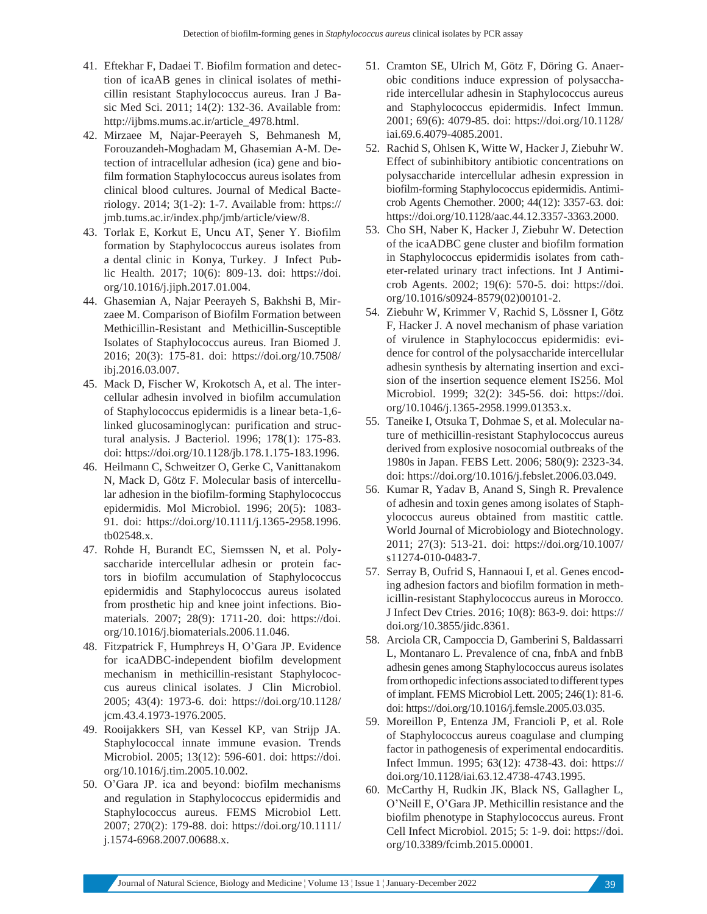41. Eftekhar F, Dadaei T. Biofilm formation and detection of icaAB genes in clinical isolates of methicillin resistant Staphylococcus aureus. Iran J Basic Med Sci. 2011; 14(2): 132-36. Available from: http://ijbms.mums.ac.ir/article_4978.html.
42. Mirzaee M, Najar-Peerayeh S, Behmanesh M, Forouzandeh-Moghadam M, Ghasemian A-M. Detection of intracellular adhesion (ica) gene and biofilm formation Staphylococcus aureus isolates from clinical blood cultures. Journal of Medical Bacteriology. 2014; 3(1-2): 1-7. Available from: https://jmb.tums.ac.ir/index.php/jmb/article/view/8.
43. Torlak E, Korkut E, Uncu AT, Şener Y. Biofilm formation by Staphylococcus aureus isolates from a dental clinic in Konya, Turkey. J Infect Public Health. 2017; 10(6): 809-13. doi: https://doi.org/10.1016/j.jiph.2017.01.004.
44. Ghasemian A, Najar Peerayeh S, Bakhshi B, Mirzaee M. Comparison of Biofilm Formation between Methicillin-Resistant and Methicillin-Susceptible Isolates of Staphylococcus aureus. Iran Biomed J. 2016; 20(3): 175-81. doi: https://doi.org/10.7508/ibj.2016.03.007.
45. Mack D, Fischer W, Krokotsch A, et al. The intercellular adhesin involved in biofilm accumulation of Staphylococcus epidermidis is a linear beta-1,6-linked glucosaminoglycan: purification and structural analysis. J Bacteriol. 1996; 178(1): 175-83. doi: https://doi.org/10.1128/jb.178.1.175-183.1996.
46. Heilmann C, Schweitzer O, Gerke C, Vanittanakom N, Mack D, Götz F. Molecular basis of intercellular adhesion in the biofilm-forming Staphylococcus epidermidis. Mol Microbiol. 1996; 20(5): 1083-91. doi: https://doi.org/10.1111/j.1365-2958.1996.tb02548.x.
47. Rohde H, Burandt EC, Siemssen N, et al. Polysaccharide intercellular adhesin or protein factors in biofilm accumulation of Staphylococcus epidermidis and Staphylococcus aureus isolated from prosthetic hip and knee joint infections. Biomaterials. 2007; 28(9): 1711-20. doi: https://doi.org/10.1016/j.biomaterials.2006.11.046.
48. Fitzpatrick F, Humphreys H, O'Gara JP. Evidence for icaADBC-independent biofilm development mechanism in methicillin-resistant Staphylococcus aureus clinical isolates. J Clin Microbiol. 2005; 43(4): 1973-6. doi: https://doi.org/10.1128/jcm.43.4.1973-1976.2005.
49. Rooijakkers SH, van Kessel KP, van Strijp JA. Staphylococcal innate immune evasion. Trends Microbiol. 2005; 13(12): 596-601. doi: https://doi.org/10.1016/j.tim.2005.10.002.
50. O'Gara JP. ica and beyond: biofilm mechanisms and regulation in Staphylococcus epidermidis and Staphylococcus aureus. FEMS Microbiol Lett. 2007; 270(2): 179-88. doi: https://doi.org/10.1111/j.1574-6968.2007.00688.x.
51. Cramton SE, Ulrich M, Götz F, Döring G. Anaerobic conditions induce expression of polysaccharide intercellular adhesin in Staphylococcus aureus and Staphylococcus epidermidis. Infect Immun. 2001; 69(6): 4079-85. doi: https://doi.org/10.1128/iai.69.6.4079-4085.2001.
52. Rachid S, Ohlsen K, Witte W, Hacker J, Ziebuhr W. Effect of subinhibitory antibiotic concentrations on polysaccharide intercellular adhesin expression in biofilm-forming Staphylococcus epidermidis. Antimicrob Agents Chemother. 2000; 44(12): 3357-63. doi: https://doi.org/10.1128/aac.44.12.3357-3363.2000.
53. Cho SH, Naber K, Hacker J, Ziebuhr W. Detection of the icaADBC gene cluster and biofilm formation in Staphylococcus epidermidis isolates from catheter-related urinary tract infections. Int J Antimicrob Agents. 2002; 19(6): 570-5. doi: https://doi.org/10.1016/s0924-8579(02)00101-2.
54. Ziebuhr W, Krimmer V, Rachid S, Lössner I, Götz F, Hacker J. A novel mechanism of phase variation of virulence in Staphylococcus epidermidis: evidence for control of the polysaccharide intercellular adhesin synthesis by alternating insertion and excision of the insertion sequence element IS256. Mol Microbiol. 1999; 32(2): 345-56. doi: https://doi.org/10.1046/j.1365-2958.1999.01353.x.
55. Taneike I, Otsuka T, Dohmae S, et al. Molecular nature of methicillin-resistant Staphylococcus aureus derived from explosive nosocomial outbreaks of the 1980s in Japan. FEBS Lett. 2006; 580(9): 2323-34. doi: https://doi.org/10.1016/j.febslet.2006.03.049.
56. Kumar R, Yadav B, Anand S, Singh R. Prevalence of adhesin and toxin genes among isolates of Staphylococcus aureus obtained from mastitic cattle. World Journal of Microbiology and Biotechnology. 2011; 27(3): 513-21. doi: https://doi.org/10.1007/s11274-010-0483-7.
57. Serray B, Oufrid S, Hannaoui I, et al. Genes encoding adhesion factors and biofilm formation in methicillin-resistant Staphylococcus aureus in Morocco. J Infect Dev Ctries. 2016; 10(8): 863-9. doi: https://doi.org/10.3855/jidc.8361.
58. Arciola CR, Campoccia D, Gamberini S, Baldassarri L, Montanaro L. Prevalence of cna, fnbA and fnbB adhesin genes among Staphylococcus aureus isolates from orthopedic infections associated to different types of implant. FEMS Microbiol Lett. 2005; 246(1): 81-6. doi: https://doi.org/10.1016/j.femsle.2005.03.035.
59. Moreillon P, Entenza JM, Francioli P, et al. Role of Staphylococcus aureus coagulase and clumping factor in pathogenesis of experimental endocarditis. Infect Immun. 1995; 63(12): 4738-43. doi: https://doi.org/10.1128/iai.63.12.4738-4743.1995.
60. McCarthy H, Rudkin JK, Black NS, Gallagher L, O'Neill E, O'Gara JP. Methicillin resistance and the biofilm phenotype in Staphylococcus aureus. Front Cell Infect Microbiol. 2015; 5: 1-9. doi: https://doi.org/10.3389/fcimb.2015.00001.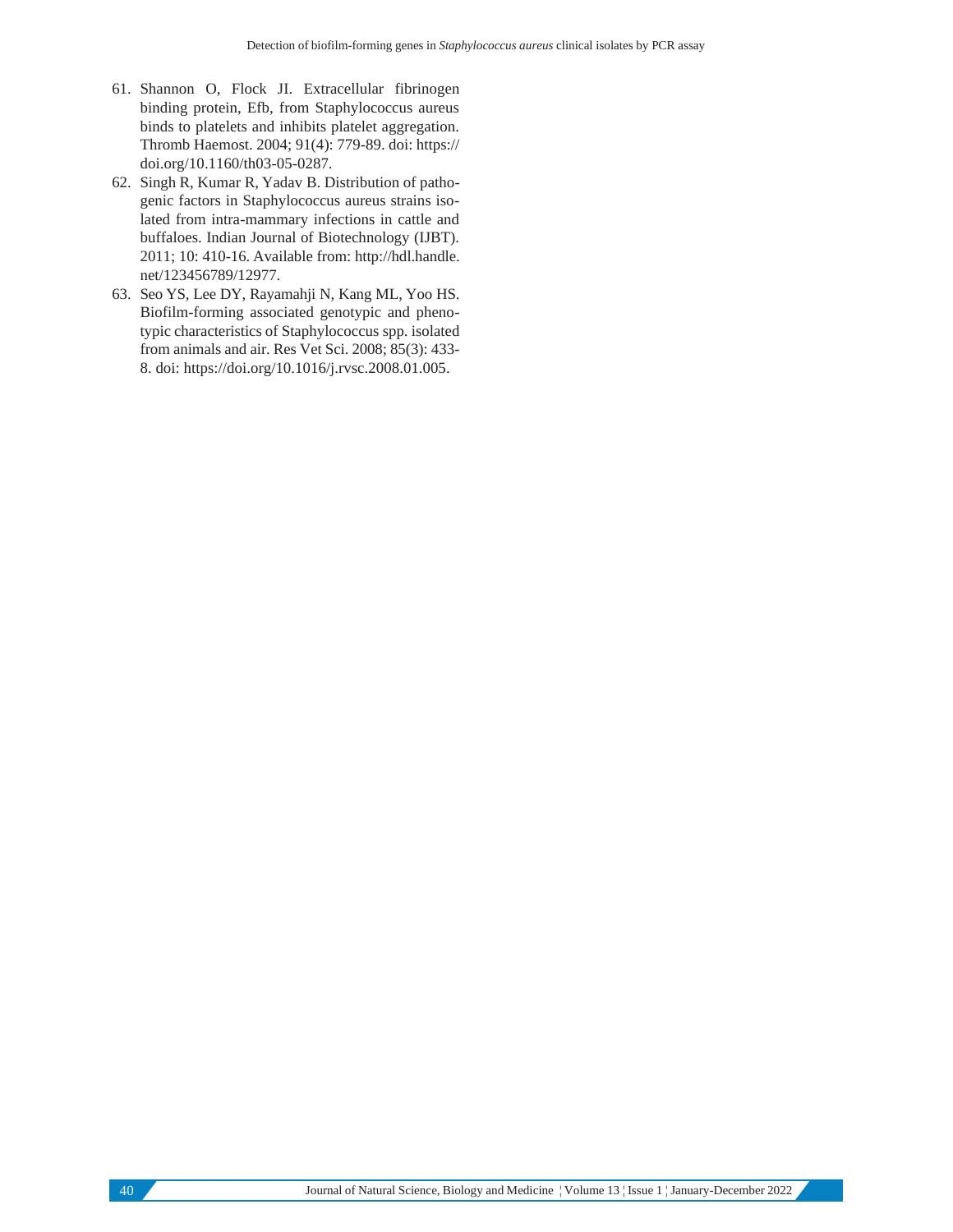61. Shannon O, Flock JI. Extracellular fibrinogen binding protein, Efb, from Staphylococcus aureus binds to platelets and inhibits platelet aggregation. Thromb Haemost. 2004; 91(4): 779-89. doi: https://doi.org/10.1160/th03-05-0287.
62. Singh R, Kumar R, Yadav B. Distribution of pathogenic factors in Staphylococcus aureus strains isolated from intra-mammary infections in cattle and buffaloes. Indian Journal of Biotechnology (IJBT). 2011; 10: 410-16. Available from: http://hdl.handle.net/123456789/12977.
63. Seo YS, Lee DY, Rayamahji N, Kang ML, Yoo HS. Biofilm-forming associated genotypic and phenotypic characteristics of Staphylococcus spp. isolated from animals and air. Res Vet Sci. 2008; 85(3): 433-8. doi: https://doi.org/10.1016/j.rvsc.2008.01.005.